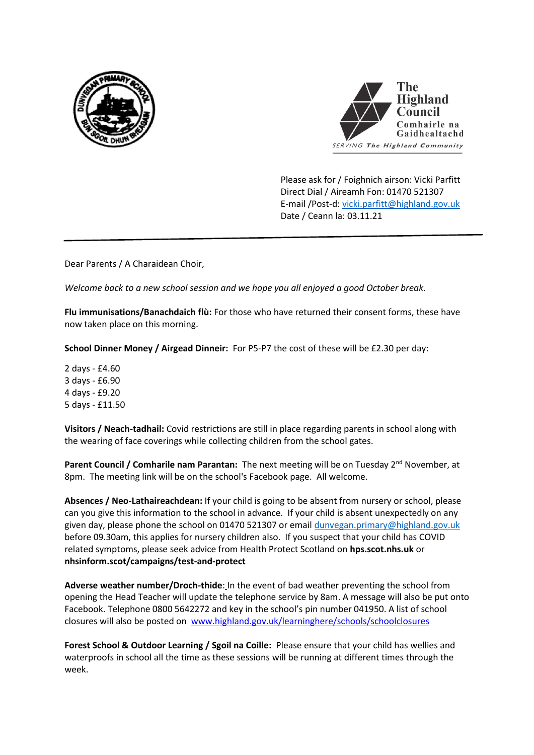The Highland Council
Comhairle na Gaidhealtachd
SERVING The Highland Community

Please ask for / Foighnich airson: Vicki Parfitt
Direct Dial / Aireamh Fon: 01470 521307
E-mail /Post-d: vicki.parfitt@highland.gov.uk
Date / Ceann la: 03.11.21

---

Dear Parents / A Charaidean Choir,

*Welcome back to a new school session and we hope you all enjoyed a good October break.*

**Flu immunisations/Banachdaich flù:** For those who have returned their consent forms, these have now taken place on this morning.

**School Dinner Money / Airgead Dinneir:** For P5-P7 the cost of these will be £2.30 per day:

2 days - £4.60
3 days - £6.90
4 days - £9.20
5 days - £11.50

**Visitors / Neach-tadhail:** Covid restrictions are still in place regarding parents in school along with the wearing of face coverings while collecting children from the school gates.

**Parent Council / Comharile nam Parantan:** The next meeting will be on Tuesday 2nd November, at 8pm. The meeting link will be on the school's Facebook page. All welcome.

**Absences / Neo-Lathaireachdean:** If your child is going to be absent from nursery or school, please can you give this information to the school in advance. If your child is absent unexpectedly on any given day, please phone the school on 01470 521307 or email dunvegan.primary@highland.gov.uk before 09.30am, this applies for nursery children also. If you suspect that your child has COVID related symptoms, please seek advice from Health Protect Scotland on **hps.scot.nhs.uk** or **nhsinform.scot/campaigns/test-and-protect**

**Adverse weather number/Droch-thide**: In the event of bad weather preventing the school from opening the Head Teacher will update the telephone service by 8am. A message will also be put onto Facebook. Telephone 0800 5642272 and key in the school's pin number 041950. A list of school closures will also be posted on www.highland.gov.uk/learninghere/schools/schoolclosures

**Forest School & Outdoor Learning / Sgoil na Coille:** Please ensure that your child has wellies and waterproofs in school all the time as these sessions will be running at different times through the week.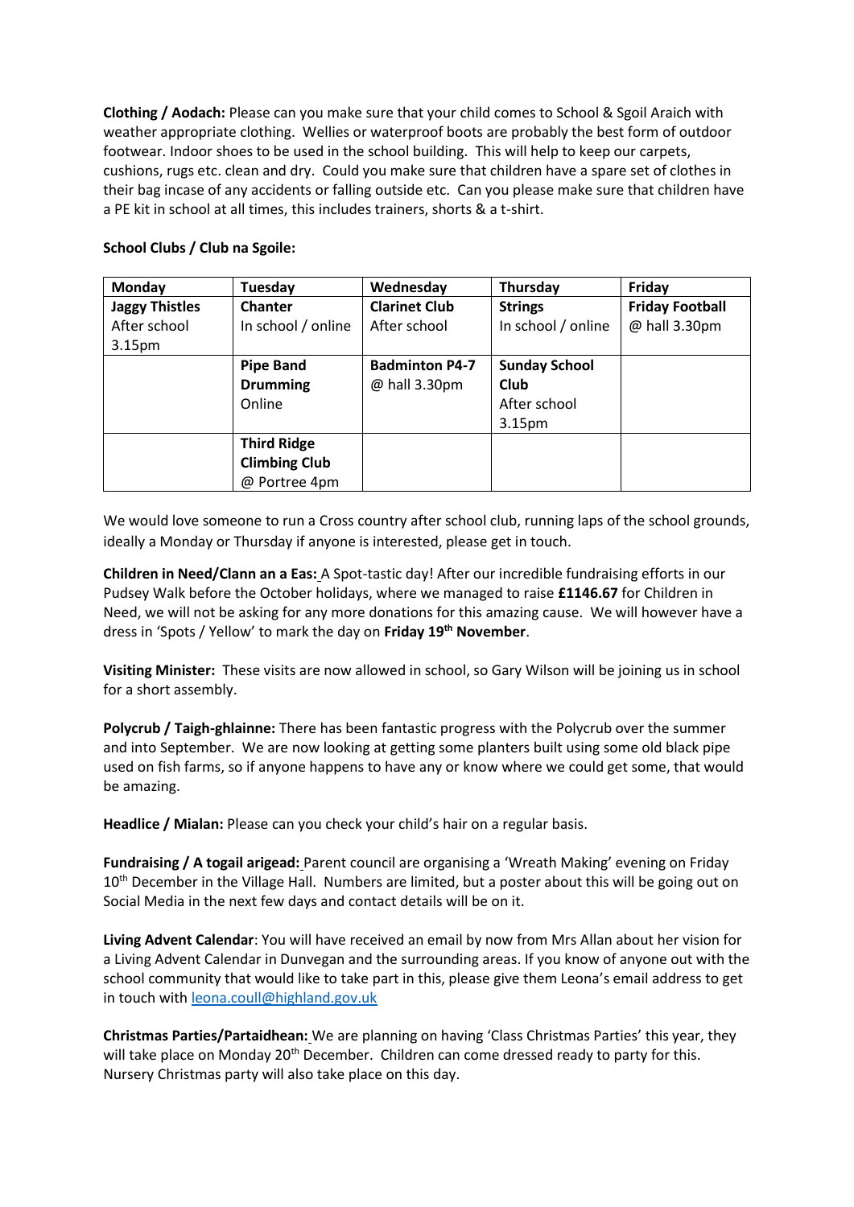**Clothing / Aodach:** Please can you make sure that your child comes to School & Sgoil Araich with weather appropriate clothing. Wellies or waterproof boots are probably the best form of outdoor footwear. Indoor shoes to be used in the school building. This will help to keep our carpets, cushions, rugs etc. clean and dry. Could you make sure that children have a spare set of clothes in their bag incase of any accidents or falling outside etc. Can you please make sure that children have a PE kit in school at all times, this includes trainers, shorts & a t-shirt.

**School Clubs / Club na Sgoile:**

| **Monday** | **Tuesday** | **Wednesday** | **Thursday** | **Friday** |
|---|---|---|---|---|
| **Jaggy Thistles** After school 3.15pm | **Chanter** In school / online | **Clarinet Club** After school | **Strings** In school / online | **Friday Football** @ hall 3.30pm |
| | **Pipe Band Drumming** Online | **Badminton P4-7** @ hall 3.30pm | **Sunday School Club** After school 3.15pm | |
| | **Third Ridge Climbing Club** @ Portree 4pm | | | |

We would love someone to run a Cross country after school club, running laps of the school grounds, ideally a Monday or Thursday if anyone is interested, please get in touch.

**Children in Need/Clann an a Eas:** A Spot-tastic day! After our incredible fundraising efforts in our Pudsey Walk before the October holidays, where we managed to raise **£1146.67** for Children in Need, we will not be asking for any more donations for this amazing cause. We will however have a dress in 'Spots / Yellow' to mark the day on **Friday 19th November**.

**Visiting Minister:** These visits are now allowed in school, so Gary Wilson will be joining us in school for a short assembly.

**Polycrub / Taigh-ghlainne:** There has been fantastic progress with the Polycrub over the summer and into September. We are now looking at getting some planters built using some old black pipe used on fish farms, so if anyone happens to have any or know where we could get some, that would be amazing.

**Headlice / Mialan:** Please can you check your child's hair on a regular basis.

**Fundraising / A togail arigead:** Parent council are organising a 'Wreath Making' evening on Friday 10th December in the Village Hall. Numbers are limited, but a poster about this will be going out on Social Media in the next few days and contact details will be on it.

**Living Advent Calendar**: You will have received an email by now from Mrs Allan about her vision for a Living Advent Calendar in Dunvegan and the surrounding areas. If you know of anyone out with the school community that would like to take part in this, please give them Leona's email address to get in touch with leona.coull@highland.gov.uk

**Christmas Parties/Partaidhean:** We are planning on having 'Class Christmas Parties' this year, they will take place on Monday 20th December. Children can come dressed ready to party for this. Nursery Christmas party will also take place on this day.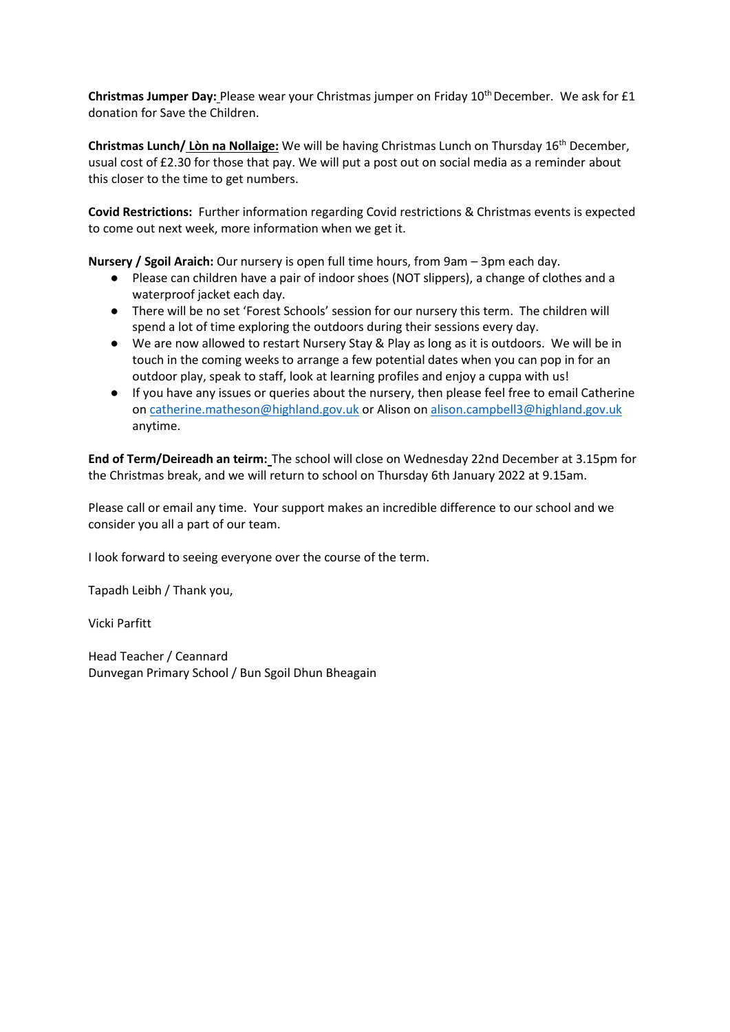**Christmas Jumper Day:** Please wear your Christmas jumper on Friday 10th December. We ask for £1 donation for Save the Children.

**Christmas Lunch/ Lòn na Nollaige:** We will be having Christmas Lunch on Thursday 16th December, usual cost of £2.30 for those that pay. We will put a post out on social media as a reminder about this closer to the time to get numbers.

**Covid Restrictions:** Further information regarding Covid restrictions & Christmas events is expected to come out next week, more information when we get it.

**Nursery / Sgoil Araich:** Our nursery is open full time hours, from 9am – 3pm each day.

- Please can children have a pair of indoor shoes (NOT slippers), a change of clothes and a waterproof jacket each day.
- There will be no set 'Forest Schools' session for our nursery this term. The children will spend a lot of time exploring the outdoors during their sessions every day.
- We are now allowed to restart Nursery Stay & Play as long as it is outdoors. We will be in touch in the coming weeks to arrange a few potential dates when you can pop in for an outdoor play, speak to staff, look at learning profiles and enjoy a cuppa with us!
- If you have any issues or queries about the nursery, then please feel free to email Catherine on catherine.matheson@highland.gov.uk or Alison on alison.campbell3@highland.gov.uk anytime.

**End of Term/Deireadh an teirm:** The school will close on Wednesday 22nd December at 3.15pm for the Christmas break, and we will return to school on Thursday 6th January 2022 at 9.15am.

Please call or email any time. Your support makes an incredible difference to our school and we consider you all a part of our team.

I look forward to seeing everyone over the course of the term.

Tapadh Leibh / Thank you,

Vicki Parfitt

Head Teacher / Ceannard
Dunvegan Primary School / Bun Sgoil Dhun Bheagain